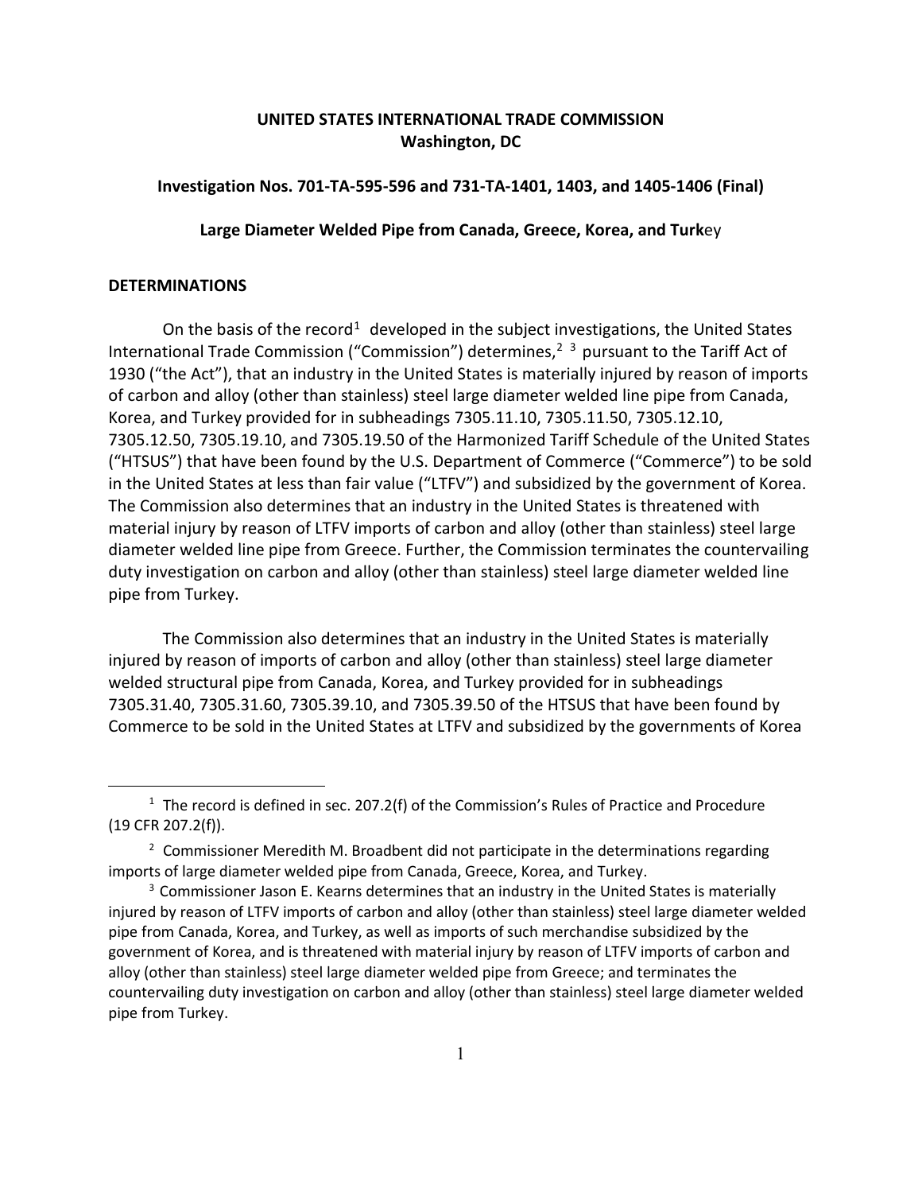**UNITED STATES INTERNATIONAL TRADE COMMISSION**
**Washington, DC**

**Investigation Nos. 701-TA-595-596 and 731-TA-1401, 1403, and 1405-1406 (Final)**

**Large Diameter Welded Pipe from Canada, Greece, Korea, and Turkey**

## DETERMINATIONS

On the basis of the record[1] developed in the subject investigations, the United States International Trade Commission ("Commission") determines,[2] [3] pursuant to the Tariff Act of 1930 ("the Act"), that an industry in the United States is materially injured by reason of imports of carbon and alloy (other than stainless) steel large diameter welded line pipe from Canada, Korea, and Turkey provided for in subheadings 7305.11.10, 7305.11.50, 7305.12.10, 7305.12.50, 7305.19.10, and 7305.19.50 of the Harmonized Tariff Schedule of the United States ("HTSUS") that have been found by the U.S. Department of Commerce ("Commerce") to be sold in the United States at less than fair value ("LTFV") and subsidized by the government of Korea. The Commission also determines that an industry in the United States is threatened with material injury by reason of LTFV imports of carbon and alloy (other than stainless) steel large diameter welded line pipe from Greece. Further, the Commission terminates the countervailing duty investigation on carbon and alloy (other than stainless) steel large diameter welded line pipe from Turkey.

The Commission also determines that an industry in the United States is materially injured by reason of imports of carbon and alloy (other than stainless) steel large diameter welded structural pipe from Canada, Korea, and Turkey provided for in subheadings 7305.31.40, 7305.31.60, 7305.39.10, and 7305.39.50 of the HTSUS that have been found by Commerce to be sold in the United States at LTFV and subsidized by the governments of Korea

---

[1] The record is defined in sec. 207.2(f) of the Commission's Rules of Practice and Procedure (19 CFR 207.2(f)).

[2] Commissioner Meredith M. Broadbent did not participate in the determinations regarding imports of large diameter welded pipe from Canada, Greece, Korea, and Turkey.

[3] Commissioner Jason E. Kearns determines that an industry in the United States is materially injured by reason of LTFV imports of carbon and alloy (other than stainless) steel large diameter welded pipe from Canada, Korea, and Turkey, as well as imports of such merchandise subsidized by the government of Korea, and is threatened with material injury by reason of LTFV imports of carbon and alloy (other than stainless) steel large diameter welded pipe from Greece; and terminates the countervailing duty investigation on carbon and alloy (other than stainless) steel large diameter welded pipe from Turkey.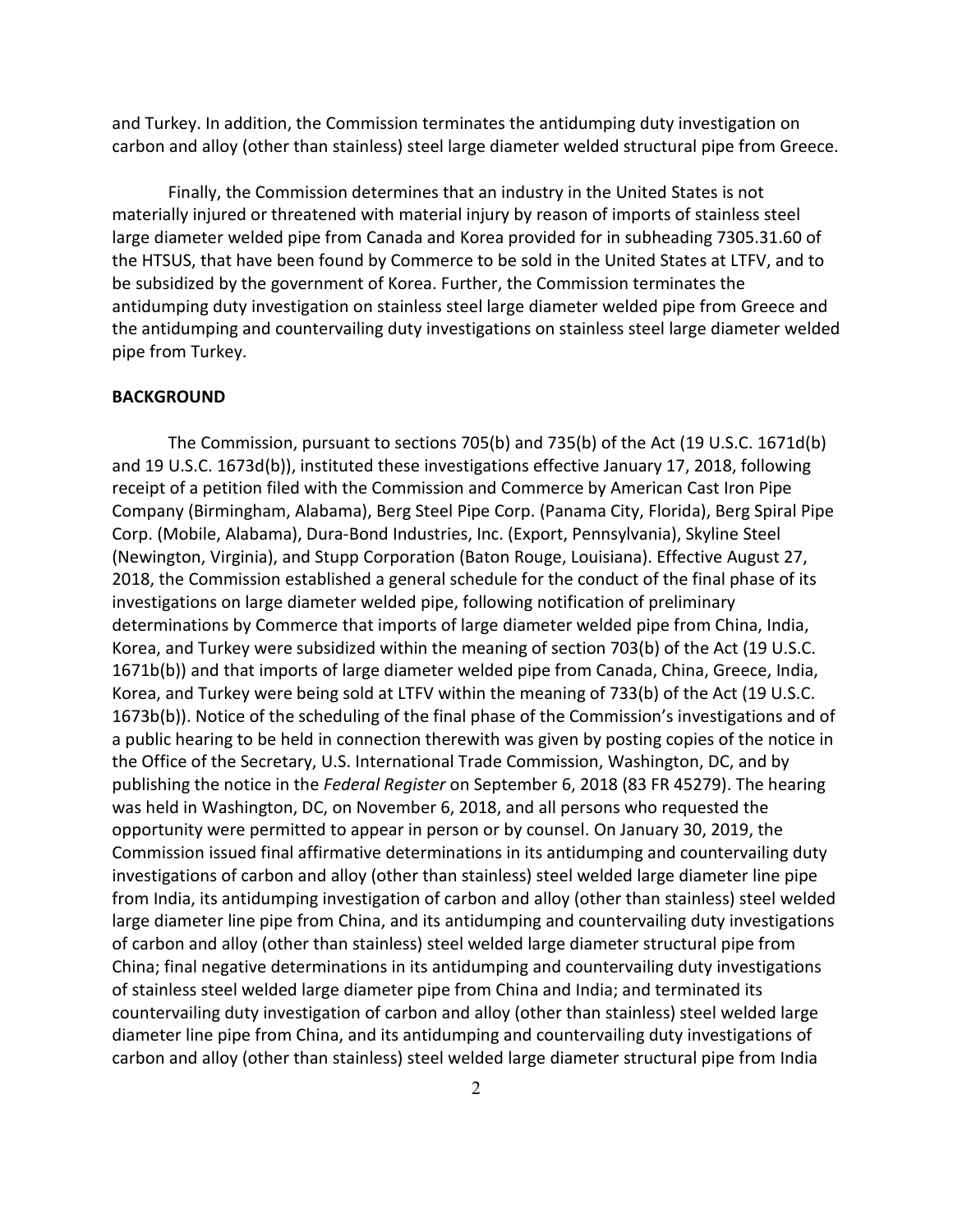and Turkey. In addition, the Commission terminates the antidumping duty investigation on carbon and alloy (other than stainless) steel large diameter welded structural pipe from Greece.

Finally, the Commission determines that an industry in the United States is not materially injured or threatened with material injury by reason of imports of stainless steel large diameter welded pipe from Canada and Korea provided for in subheading 7305.31.60 of the HTSUS, that have been found by Commerce to be sold in the United States at LTFV, and to be subsidized by the government of Korea. Further, the Commission terminates the antidumping duty investigation on stainless steel large diameter welded pipe from Greece and the antidumping and countervailing duty investigations on stainless steel large diameter welded pipe from Turkey.

**BACKGROUND**

The Commission, pursuant to sections 705(b) and 735(b) of the Act (19 U.S.C. 1671d(b) and 19 U.S.C. 1673d(b)), instituted these investigations effective January 17, 2018, following receipt of a petition filed with the Commission and Commerce by American Cast Iron Pipe Company (Birmingham, Alabama), Berg Steel Pipe Corp. (Panama City, Florida), Berg Spiral Pipe Corp. (Mobile, Alabama), Dura-Bond Industries, Inc. (Export, Pennsylvania), Skyline Steel (Newington, Virginia), and Stupp Corporation (Baton Rouge, Louisiana). Effective August 27, 2018, the Commission established a general schedule for the conduct of the final phase of its investigations on large diameter welded pipe, following notification of preliminary determinations by Commerce that imports of large diameter welded pipe from China, India, Korea, and Turkey were subsidized within the meaning of section 703(b) of the Act (19 U.S.C. 1671b(b)) and that imports of large diameter welded pipe from Canada, China, Greece, India, Korea, and Turkey were being sold at LTFV within the meaning of 733(b) of the Act (19 U.S.C. 1673b(b)). Notice of the scheduling of the final phase of the Commission's investigations and of a public hearing to be held in connection therewith was given by posting copies of the notice in the Office of the Secretary, U.S. International Trade Commission, Washington, DC, and by publishing the notice in the *Federal Register* on September 6, 2018 (83 FR 45279). The hearing was held in Washington, DC, on November 6, 2018, and all persons who requested the opportunity were permitted to appear in person or by counsel. On January 30, 2019, the Commission issued final affirmative determinations in its antidumping and countervailing duty investigations of carbon and alloy (other than stainless) steel welded large diameter line pipe from India, its antidumping investigation of carbon and alloy (other than stainless) steel welded large diameter line pipe from China, and its antidumping and countervailing duty investigations of carbon and alloy (other than stainless) steel welded large diameter structural pipe from China; final negative determinations in its antidumping and countervailing duty investigations of stainless steel welded large diameter pipe from China and India; and terminated its countervailing duty investigation of carbon and alloy (other than stainless) steel welded large diameter line pipe from China, and its antidumping and countervailing duty investigations of carbon and alloy (other than stainless) steel welded large diameter structural pipe from India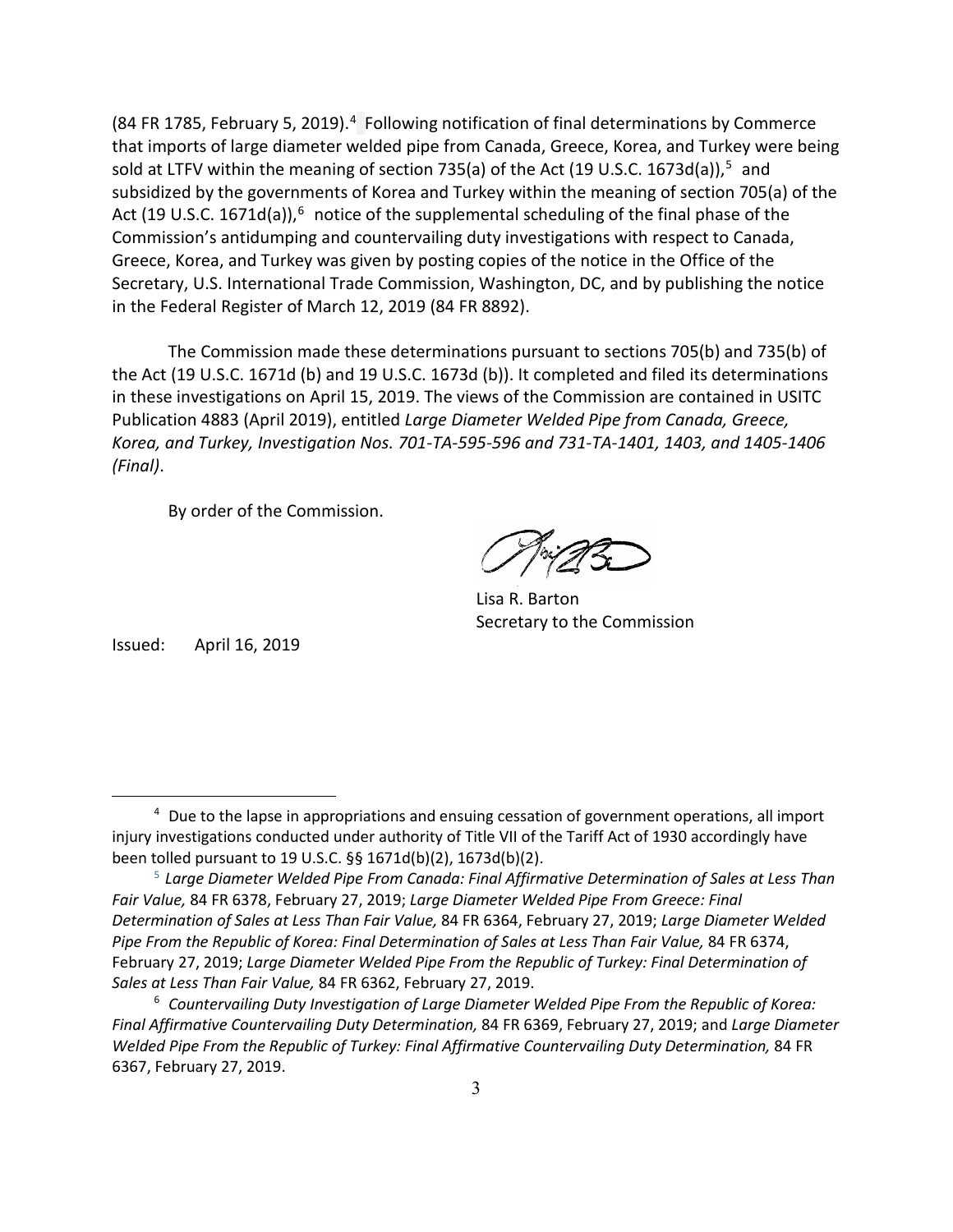(84 FR 1785, February 5, 2019).[4] Following notification of final determinations by Commerce that imports of large diameter welded pipe from Canada, Greece, Korea, and Turkey were being sold at LTFV within the meaning of section 735(a) of the Act (19 U.S.C. 1673d(a)),[5] and subsidized by the governments of Korea and Turkey within the meaning of section 705(a) of the Act (19 U.S.C. 1671d(a)),[6] notice of the supplemental scheduling of the final phase of the Commission's antidumping and countervailing duty investigations with respect to Canada, Greece, Korea, and Turkey was given by posting copies of the notice in the Office of the Secretary, U.S. International Trade Commission, Washington, DC, and by publishing the notice in the Federal Register of March 12, 2019 (84 FR 8892).

The Commission made these determinations pursuant to sections 705(b) and 735(b) of the Act (19 U.S.C. 1671d (b) and 19 U.S.C. 1673d (b)). It completed and filed its determinations in these investigations on April 15, 2019. The views of the Commission are contained in USITC Publication 4883 (April 2019), entitled *Large Diameter Welded Pipe from Canada, Greece, Korea, and Turkey, Investigation Nos. 701-TA-595-596 and 731-TA-1401, 1403, and 1405-1406 (Final)*.

By order of the Commission.

Lisa R. Barton
Secretary to the Commission

Issued: April 16, 2019

---

[4] Due to the lapse in appropriations and ensuing cessation of government operations, all import injury investigations conducted under authority of Title VII of the Tariff Act of 1930 accordingly have been tolled pursuant to 19 U.S.C. §§ 1671d(b)(2), 1673d(b)(2).

[5] *Large Diameter Welded Pipe From Canada: Final Affirmative Determination of Sales at Less Than Fair Value,* 84 FR 6378, February 27, 2019; *Large Diameter Welded Pipe From Greece: Final Determination of Sales at Less Than Fair Value,* 84 FR 6364, February 27, 2019; *Large Diameter Welded Pipe From the Republic of Korea: Final Determination of Sales at Less Than Fair Value,* 84 FR 6374, February 27, 2019; *Large Diameter Welded Pipe From the Republic of Turkey: Final Determination of Sales at Less Than Fair Value,* 84 FR 6362, February 27, 2019.

[6] *Countervailing Duty Investigation of Large Diameter Welded Pipe From the Republic of Korea: Final Affirmative Countervailing Duty Determination,* 84 FR 6369, February 27, 2019; and *Large Diameter Welded Pipe From the Republic of Turkey: Final Affirmative Countervailing Duty Determination,* 84 FR 6367, February 27, 2019.